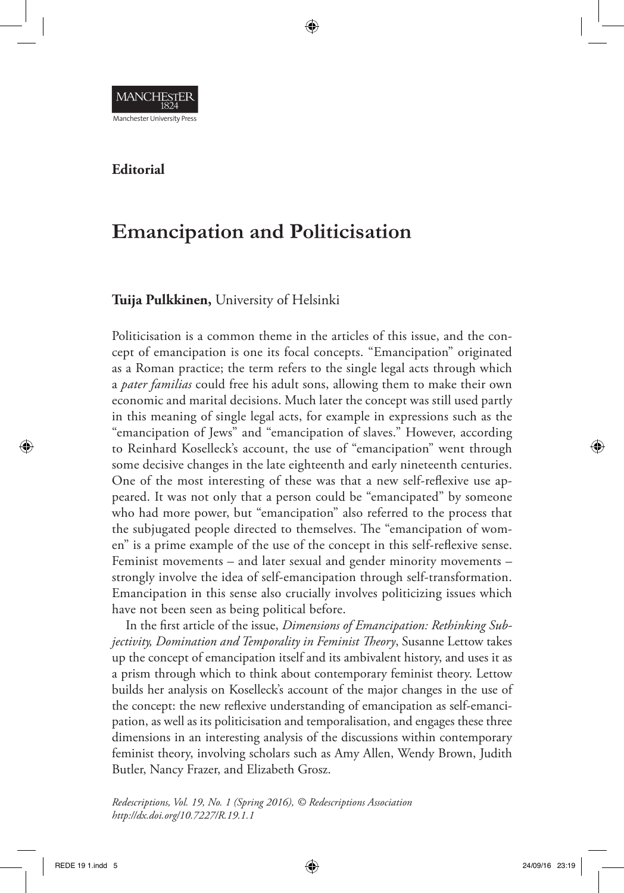**Editorial**

# Emancipation and Politicisation

**Tuija Pulkkinen,** University of Helsinki

Politicisation is a common theme in the articles of this issue, and the concept of emancipation is one its focal concepts. "Emancipation" originated as a Roman practice; the term refers to the single legal acts through which a *pater familias* could free his adult sons, allowing them to make their own economic and marital decisions. Much later the concept was still used partly in this meaning of single legal acts, for example in expressions such as the "emancipation of Jews" and "emancipation of slaves." However, according to Reinhard Koselleck's account, the use of "emancipation" went through some decisive changes in the late eighteenth and early nineteenth centuries. One of the most interesting of these was that a new self-reflexive use appeared. It was not only that a person could be "emancipated" by someone who had more power, but "emancipation" also referred to the process that the subjugated people directed to themselves. The "emancipation of women" is a prime example of the use of the concept in this self-reflexive sense. Feminist movements – and later sexual and gender minority movements – strongly involve the idea of self-emancipation through self-transformation. Emancipation in this sense also crucially involves politicizing issues which have not been seen as being political before.

In the first article of the issue, *Dimensions of Emancipation: Rethinking Subjectivity, Domination and Temporality in Feminist Theory*, Susanne Lettow takes up the concept of emancipation itself and its ambivalent history, and uses it as a prism through which to think about contemporary feminist theory. Lettow builds her analysis on Koselleck's account of the major changes in the use of the concept: the new reflexive understanding of emancipation as self-emancipation, as well as its politicisation and temporalisation, and engages these three dimensions in an interesting analysis of the discussions within contemporary feminist theory, involving scholars such as Amy Allen, Wendy Brown, Judith Butler, Nancy Frazer, and Elizabeth Grosz.

*Redescriptions, Vol. 19, No. 1 (Spring 2016), © Redescriptions Association*
*http://dx.doi.org/10.7227/R.19.1.1*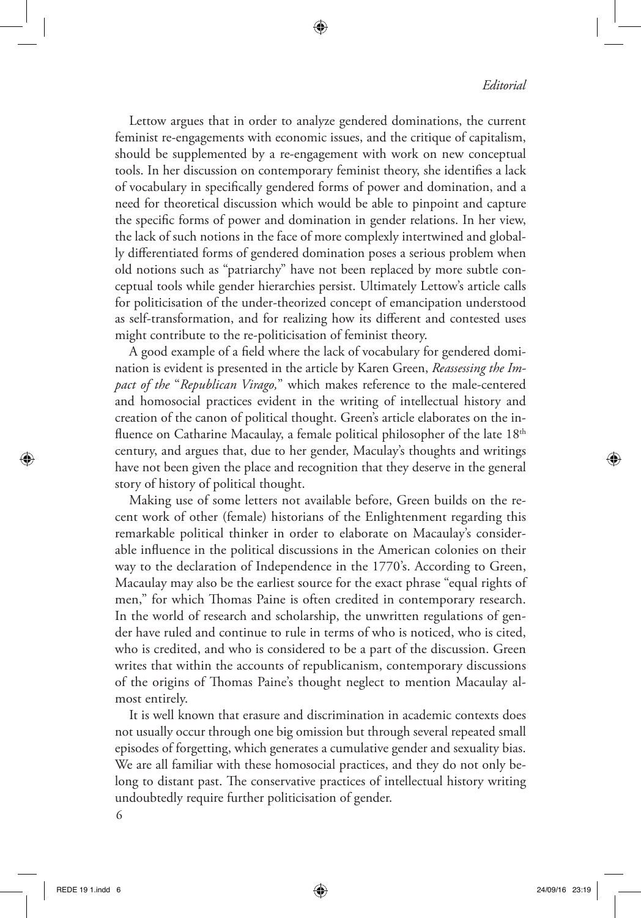Lettow argues that in order to analyze gendered dominations, the current feminist re-engagements with economic issues, and the critique of capitalism, should be supplemented by a re-engagement with work on new conceptual tools. In her discussion on contemporary feminist theory, she identifies a lack of vocabulary in specifically gendered forms of power and domination, and a need for theoretical discussion which would be able to pinpoint and capture the specific forms of power and domination in gender relations. In her view, the lack of such notions in the face of more complexly intertwined and globally differentiated forms of gendered domination poses a serious problem when old notions such as "patriarchy" have not been replaced by more subtle conceptual tools while gender hierarchies persist. Ultimately Lettow's article calls for politicisation of the under-theorized concept of emancipation understood as self-transformation, and for realizing how its different and contested uses might contribute to the re-politicisation of feminist theory.

A good example of a field where the lack of vocabulary for gendered domination is evident is presented in the article by Karen Green, *Reassessing the Impact of the* "*Republican Virago,*" which makes reference to the male-centered and homosocial practices evident in the writing of intellectual history and creation of the canon of political thought. Green's article elaborates on the influence on Catharine Macaulay, a female political philosopher of the late 18th century, and argues that, due to her gender, Maculay's thoughts and writings have not been given the place and recognition that they deserve in the general story of history of political thought.

Making use of some letters not available before, Green builds on the recent work of other (female) historians of the Enlightenment regarding this remarkable political thinker in order to elaborate on Macaulay's considerable influence in the political discussions in the American colonies on their way to the declaration of Independence in the 1770's. According to Green, Macaulay may also be the earliest source for the exact phrase "equal rights of men," for which Thomas Paine is often credited in contemporary research. In the world of research and scholarship, the unwritten regulations of gender have ruled and continue to rule in terms of who is noticed, who is cited, who is credited, and who is considered to be a part of the discussion. Green writes that within the accounts of republicanism, contemporary discussions of the origins of Thomas Paine's thought neglect to mention Macaulay almost entirely.

It is well known that erasure and discrimination in academic contexts does not usually occur through one big omission but through several repeated small episodes of forgetting, which generates a cumulative gender and sexuality bias. We are all familiar with these homosocial practices, and they do not only belong to distant past. The conservative practices of intellectual history writing undoubtedly require further politicisation of gender.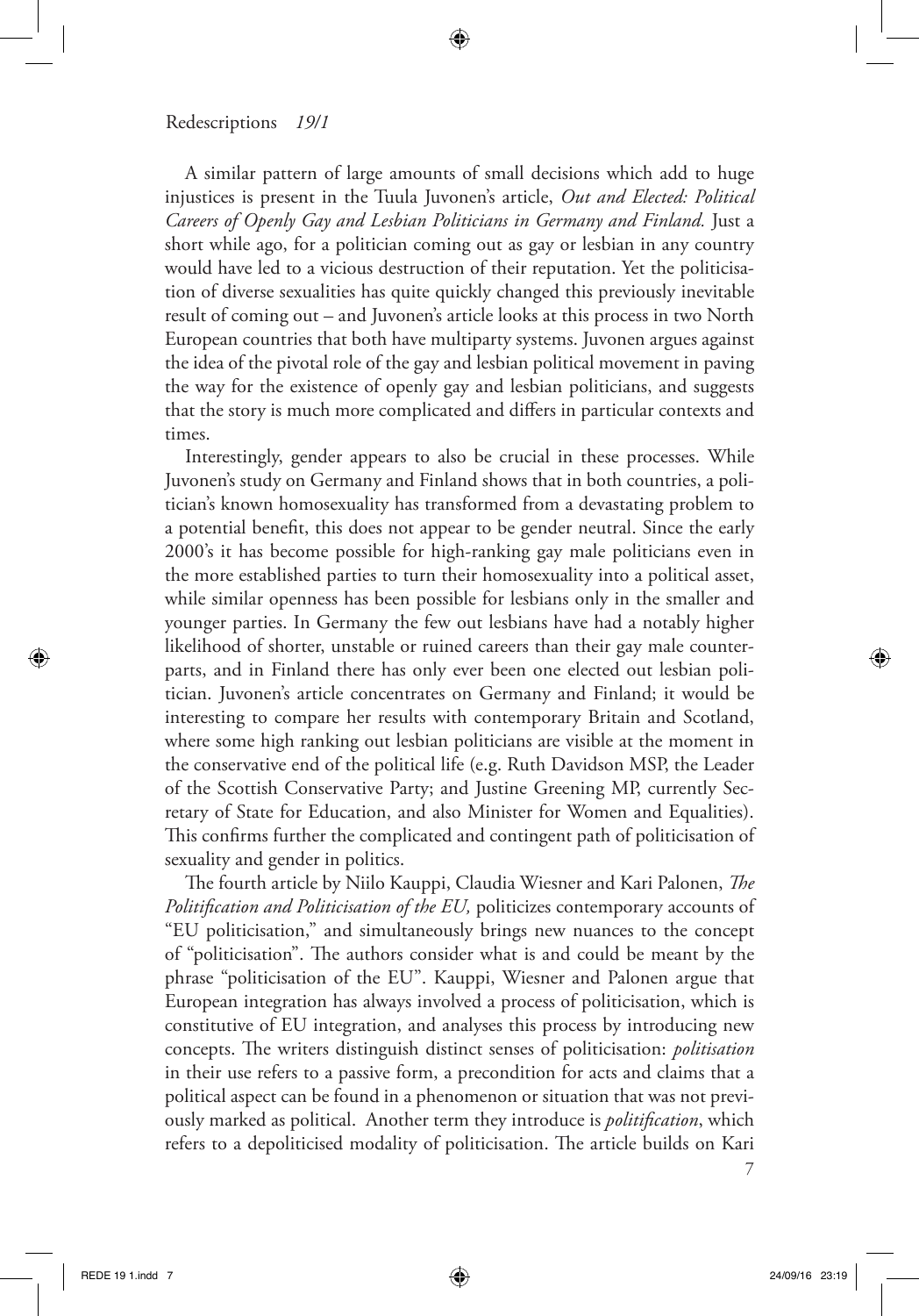A similar pattern of large amounts of small decisions which add to huge injustices is present in the Tuula Juvonen's article, *Out and Elected: Political Careers of Openly Gay and Lesbian Politicians in Germany and Finland.* Just a short while ago, for a politician coming out as gay or lesbian in any country would have led to a vicious destruction of their reputation. Yet the politicisation of diverse sexualities has quite quickly changed this previously inevitable result of coming out – and Juvonen's article looks at this process in two North European countries that both have multiparty systems. Juvonen argues against the idea of the pivotal role of the gay and lesbian political movement in paving the way for the existence of openly gay and lesbian politicians, and suggests that the story is much more complicated and differs in particular contexts and times.

Interestingly, gender appears to also be crucial in these processes. While Juvonen's study on Germany and Finland shows that in both countries, a politician's known homosexuality has transformed from a devastating problem to a potential benefit, this does not appear to be gender neutral. Since the early 2000's it has become possible for high-ranking gay male politicians even in the more established parties to turn their homosexuality into a political asset, while similar openness has been possible for lesbians only in the smaller and younger parties. In Germany the few out lesbians have had a notably higher likelihood of shorter, unstable or ruined careers than their gay male counterparts, and in Finland there has only ever been one elected out lesbian politician. Juvonen's article concentrates on Germany and Finland; it would be interesting to compare her results with contemporary Britain and Scotland, where some high ranking out lesbian politicians are visible at the moment in the conservative end of the political life (e.g. Ruth Davidson MSP, the Leader of the Scottish Conservative Party; and Justine Greening MP, currently Secretary of State for Education, and also Minister for Women and Equalities). This confirms further the complicated and contingent path of politicisation of sexuality and gender in politics.

The fourth article by Niilo Kauppi, Claudia Wiesner and Kari Palonen, *The Politification and Politicisation of the EU,* politicizes contemporary accounts of "EU politicisation," and simultaneously brings new nuances to the concept of "politicisation". The authors consider what is and could be meant by the phrase "politicisation of the EU". Kauppi, Wiesner and Palonen argue that European integration has always involved a process of politicisation, which is constitutive of EU integration, and analyses this process by introducing new concepts. The writers distinguish distinct senses of politicisation: *politisation* in their use refers to a passive form, a precondition for acts and claims that a political aspect can be found in a phenomenon or situation that was not previously marked as political. Another term they introduce is *politification*, which refers to a depoliticised modality of politicisation. The article builds on Kari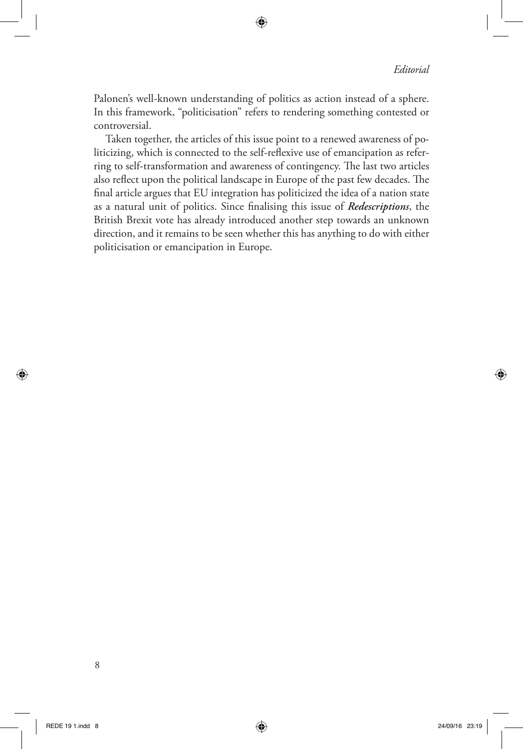Palonen's well-known understanding of politics as action instead of a sphere. In this framework, "politicisation" refers to rendering something contested or controversial.

Taken together, the articles of this issue point to a renewed awareness of politicizing, which is connected to the self-reflexive use of emancipation as referring to self-transformation and awareness of contingency. The last two articles also reflect upon the political landscape in Europe of the past few decades. The final article argues that EU integration has politicized the idea of a nation state as a natural unit of politics. Since finalising this issue of ***Redescriptions***, the British Brexit vote has already introduced another step towards an unknown direction, and it remains to be seen whether this has anything to do with either politicisation or emancipation in Europe.